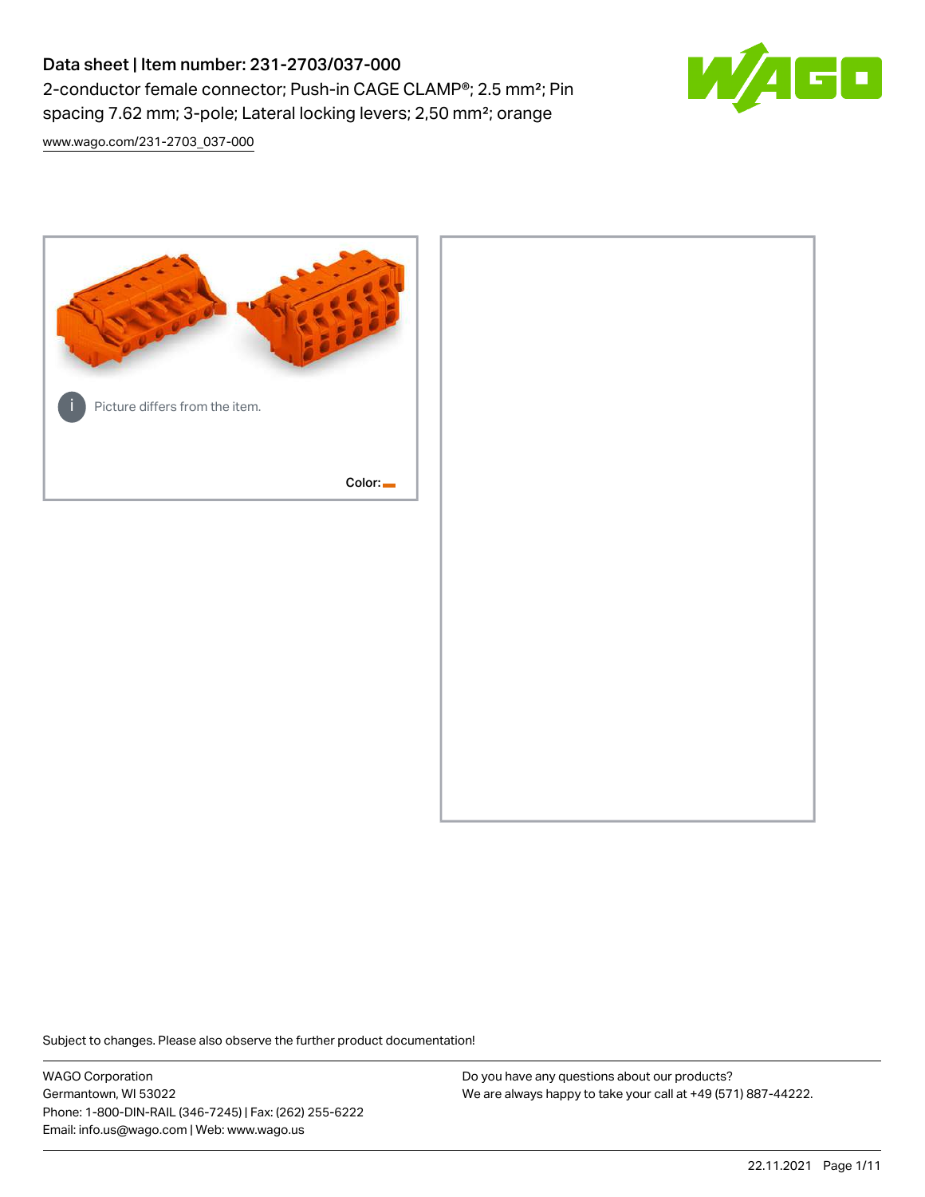# Data sheet | Item number: 231-2703/037-000

2-conductor female connector; Push-in CAGE CLAMP®; 2.5 mm²; Pin spacing 7.62 mm; 3-pole; Lateral locking levers; 2,50 mm²; orange

www.wago.com/231-2703_037-000

Picture differs from the item.

Color:

Subject to changes. Please also observe the further product documentation!

WAGO Corporation
Germantown, WI 53022
Phone: 1-800-DIN-RAIL (346-7245) | Fax: (262) 255-6222
Email: info.us@wago.com | Web: www.wago.us

Do you have any questions about our products?
We are always happy to take your call at +49 (571) 887-44222.

22.11.2021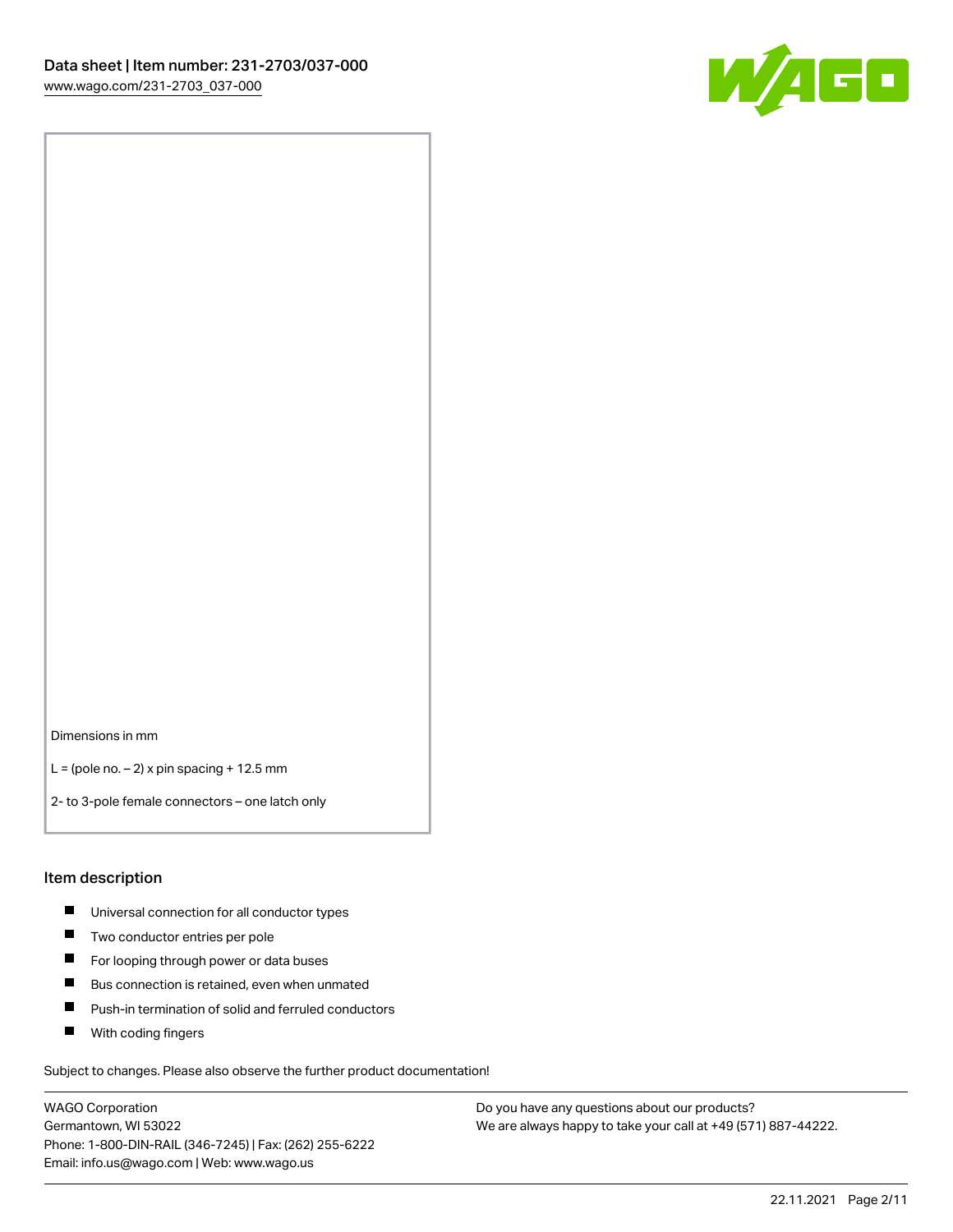Dimensions in mm

L = (pole no. – 2) x pin spacing + 12.5 mm

2- to 3-pole female connectors – one latch only

## Item description

- Universal connection for all conductor types
- Two conductor entries per pole
- For looping through power or data buses
- Bus connection is retained, even when unmated
- Push-in termination of solid and ferruled conductors
- With coding fingers

Subject to changes. Please also observe the further product documentation!

WAGO Corporation
Germantown, WI 53022
Phone: 1-800-DIN-RAIL (346-7245) | Fax: (262) 255-6222
Email: info.us@wago.com | Web: www.wago.us

Do you have any questions about our products?
We are always happy to take your call at +49 (571) 887-44222.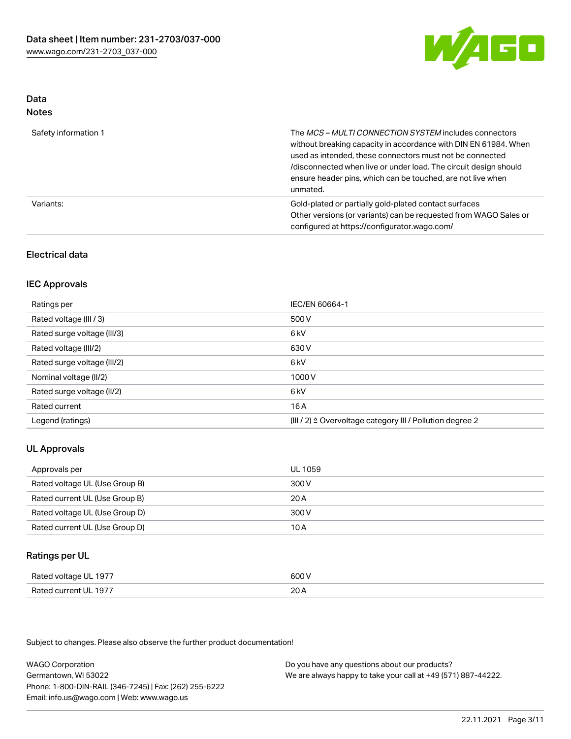## Data
### Notes

| | |
|---|---|
| Safety information 1 | The *MCS – MULTI CONNECTION SYSTEM* includes connectors without breaking capacity in accordance with DIN EN 61984. When used as intended, these connectors must not be connected /disconnected when live or under load. The circuit design should ensure header pins, which can be touched, are not live when unmated. |
| Variants: | Gold-plated or partially gold-plated contact surfaces<br>Other versions (or variants) can be requested from WAGO Sales or configured at https://configurator.wago.com/ |

## Electrical data

### IEC Approvals

| | |
|---|---|
| Ratings per | IEC/EN 60664-1 |
| Rated voltage (III / 3) | 500 V |
| Rated surge voltage (III/3) | 6 kV |
| Rated voltage (III/2) | 630 V |
| Rated surge voltage (III/2) | 6 kV |
| Nominal voltage (II/2) | 1000 V |
| Rated surge voltage (II/2) | 6 kV |
| Rated current | 16 A |
| Legend (ratings) | (III / 2) ≙ Overvoltage category III / Pollution degree 2 |

### UL Approvals

| | |
|---|---|
| Approvals per | UL 1059 |
| Rated voltage UL (Use Group B) | 300 V |
| Rated current UL (Use Group B) | 20 A |
| Rated voltage UL (Use Group D) | 300 V |
| Rated current UL (Use Group D) | 10 A |

### Ratings per UL

| | |
|---|---|
| Rated voltage UL 1977 | 600 V |
| Rated current UL 1977 | 20 A |

Subject to changes. Please also observe the further product documentation!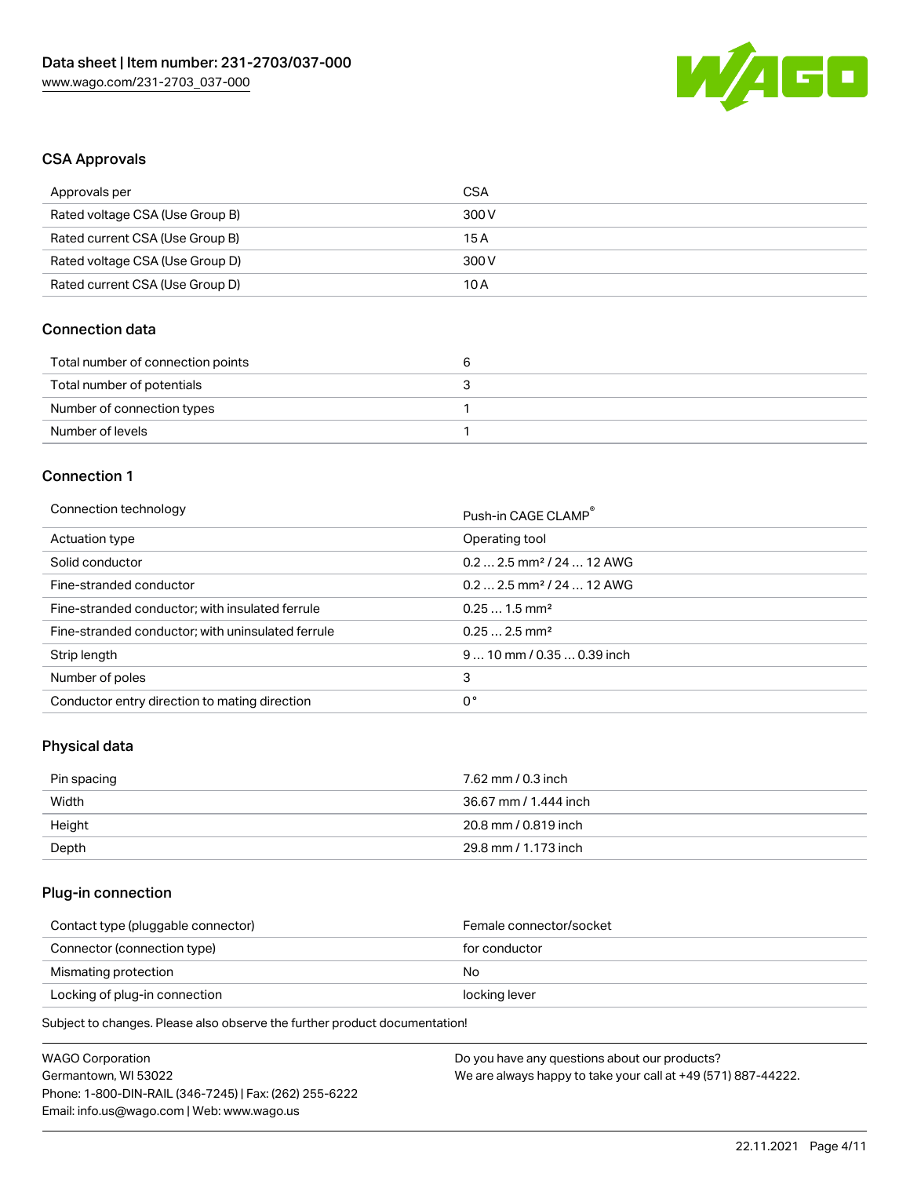## CSA Approvals

| Approvals per | CSA |
| --- | --- |
| Rated voltage CSA (Use Group B) | 300 V |
| Rated current CSA (Use Group B) | 15 A |
| Rated voltage CSA (Use Group D) | 300 V |
| Rated current CSA (Use Group D) | 10 A |

## Connection data

| Total number of connection points | 6 |
| --- | --- |
| Total number of potentials | 3 |
| Number of connection types | 1 |
| Number of levels | 1 |

## Connection 1

| Connection technology | Push-in CAGE CLAMP® |
| --- | --- |
| Actuation type | Operating tool |
| Solid conductor | 0.2 … 2.5 mm² / 24 … 12 AWG |
| Fine-stranded conductor | 0.2 … 2.5 mm² / 24 … 12 AWG |
| Fine-stranded conductor; with insulated ferrule | 0.25 … 1.5 mm² |
| Fine-stranded conductor; with uninsulated ferrule | 0.25 … 2.5 mm² |
| Strip length | 9 … 10 mm / 0.35 … 0.39 inch |
| Number of poles | 3 |
| Conductor entry direction to mating direction | 0 ° |

## Physical data

| Pin spacing | 7.62 mm / 0.3 inch |
| --- | --- |
| Width | 36.67 mm / 1.444 inch |
| Height | 20.8 mm / 0.819 inch |
| Depth | 29.8 mm / 1.173 inch |

## Plug-in connection

| Contact type (pluggable connector) | Female connector/socket |
| --- | --- |
| Connector (connection type) | for conductor |
| Mismating protection | No |
| Locking of plug-in connection | locking lever |

Subject to changes. Please also observe the further product documentation!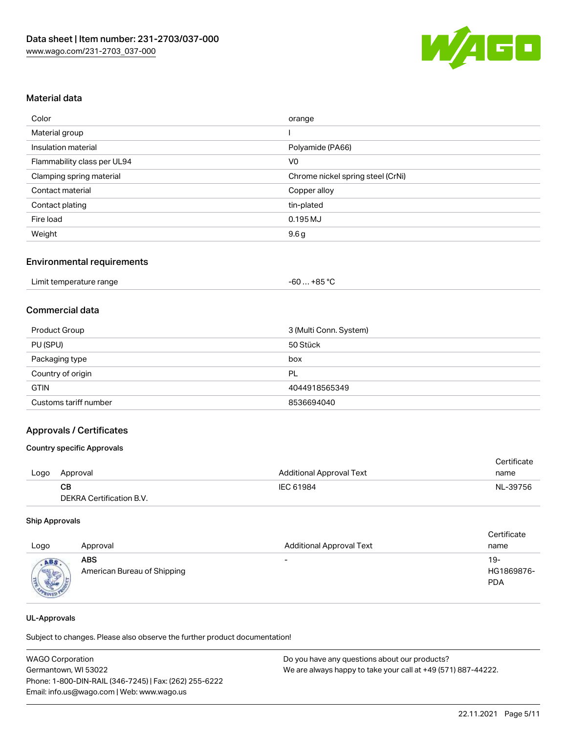## Material data

| Color | orange |
| --- | --- |
| Material group | I |
| Insulation material | Polyamide (PA66) |
| Flammability class per UL94 | V0 |
| Clamping spring material | Chrome nickel spring steel (CrNi) |
| Contact material | Copper alloy |
| Contact plating | tin-plated |
| Fire load | 0.195 MJ |
| Weight | 9.6 g |

## Environmental requirements

| Limit temperature range | -60 … +85 °C |
| --- | --- |

## Commercial data

| Product Group | 3 (Multi Conn. System) |
| --- | --- |
| PU (SPU) | 50 Stück |
| Packaging type | box |
| Country of origin | PL |
| GTIN | 4044918565349 |
| Customs tariff number | 8536694040 |

## Approvals / Certificates

### Country specific Approvals

| Logo | Approval | Additional Approval Text | Certificate name |
| --- | --- | --- | --- |
| | **CB**<br>DEKRA Certification B.V. | IEC 61984 | NL-39756 |

### Ship Approvals

| Logo | Approval | Additional Approval Text | Certificate name |
| --- | --- | --- | --- |
| | **ABS**<br>American Bureau of Shipping | - | 19-HG1869876-PDA |

### UL-Approvals

Subject to changes. Please also observe the further product documentation!

WAGO Corporation
Germantown, WI 53022
Phone: 1-800-DIN-RAIL (346-7245) | Fax: (262) 255-6222
Email: info.us@wago.com | Web: www.wago.us

Do you have any questions about our products?
We are always happy to take your call at +49 (571) 887-44222.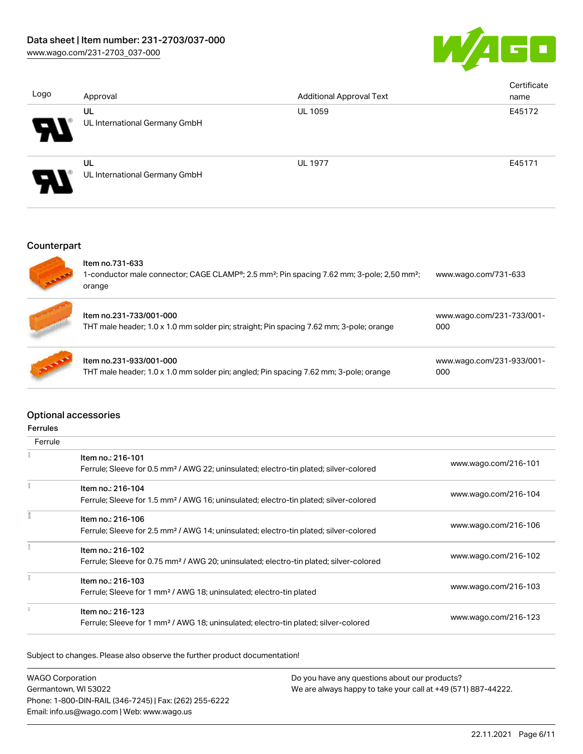Data sheet | Item number: 231-2703/037-000
www.wago.com/231-2703_037-000

| Logo | Approval | Additional Approval Text | Certificate name |
|---|---|---|---|
| | UL<br>UL International Germany GmbH | UL 1059 | E45172 |
| | UL<br>UL International Germany GmbH | UL 1977 | E45171 |

## Counterpart

| | | |
|---|---|---|
| | Item no.731-633<br>1-conductor male connector; CAGE CLAMP®; 2.5 mm²; Pin spacing 7.62 mm; 3-pole; 2,50 mm²; orange | www.wago.com/731-633 |
| | Item no.231-733/001-000<br>THT male header; 1.0 x 1.0 mm solder pin; straight; Pin spacing 7.62 mm; 3-pole; orange | www.wago.com/231-733/001-000 |
| | Item no.231-933/001-000<br>THT male header; 1.0 x 1.0 mm solder pin; angled; Pin spacing 7.62 mm; 3-pole; orange | www.wago.com/231-933/001-000 |

## Optional accessories

### Ferrules

| Ferrule | | |
|---|---|---|
| | Item no.: 216-101<br>Ferrule; Sleeve for 0.5 mm² / AWG 22; uninsulated; electro-tin plated; silver-colored | www.wago.com/216-101 |
| | Item no.: 216-104<br>Ferrule; Sleeve for 1.5 mm² / AWG 16; uninsulated; electro-tin plated; silver-colored | www.wago.com/216-104 |
| | Item no.: 216-106<br>Ferrule; Sleeve for 2.5 mm² / AWG 14; uninsulated; electro-tin plated; silver-colored | www.wago.com/216-106 |
| | Item no.: 216-102<br>Ferrule; Sleeve for 0.75 mm² / AWG 20; uninsulated; electro-tin plated; silver-colored | www.wago.com/216-102 |
| | Item no.: 216-103<br>Ferrule; Sleeve for 1 mm² / AWG 18; uninsulated; electro-tin plated | www.wago.com/216-103 |
| | Item no.: 216-123<br>Ferrule; Sleeve for 1 mm² / AWG 18; uninsulated; electro-tin plated; silver-colored | www.wago.com/216-123 |

Subject to changes. Please also observe the further product documentation!

WAGO Corporation
Germantown, WI 53022
Phone: 1-800-DIN-RAIL (346-7245) | Fax: (262) 255-6222
Email: info.us@wago.com | Web: www.wago.us

Do you have any questions about our products?
We are always happy to take your call at +49 (571) 887-44222.

22.11.2021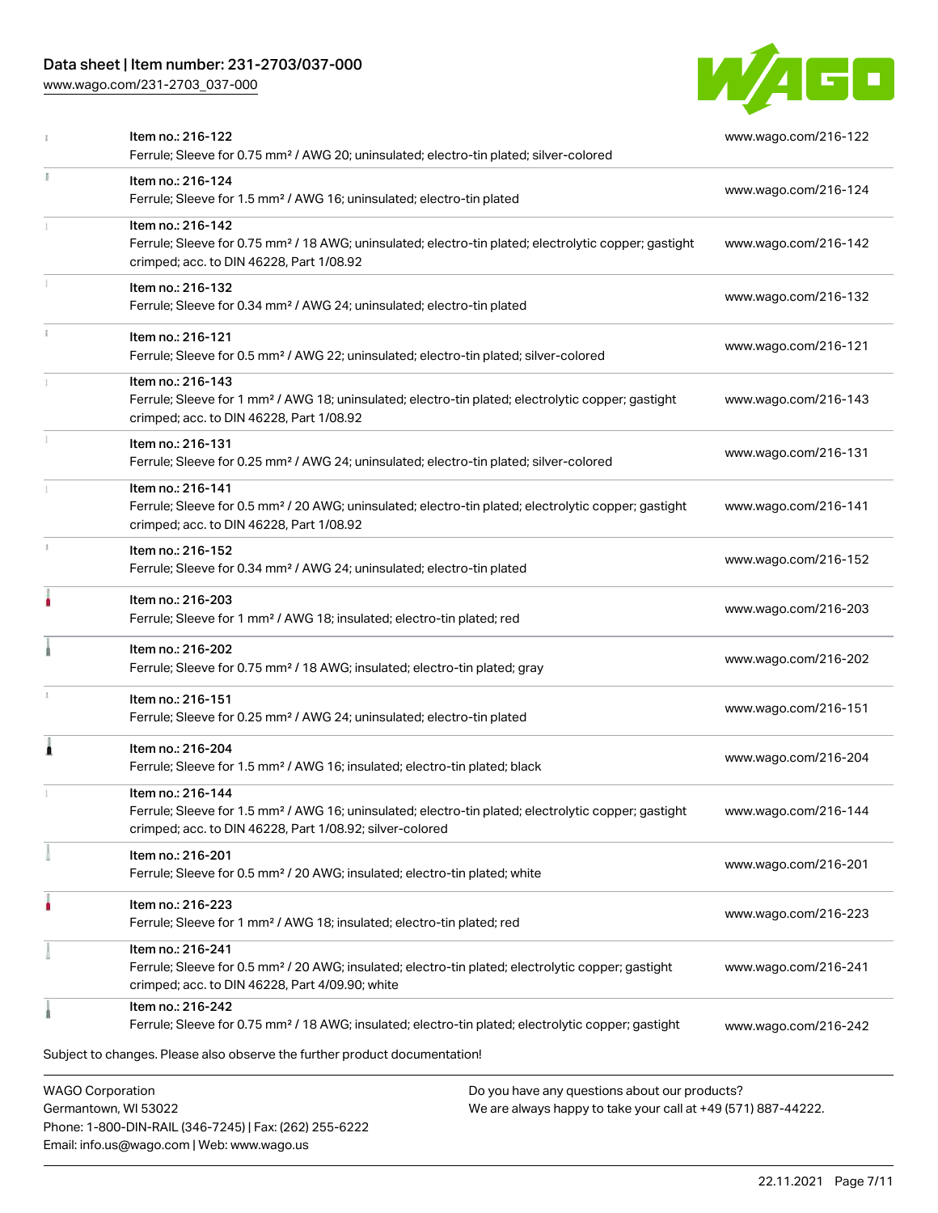| Item | Link |
| --- | --- |
| Item no.: 216-122<br>Ferrule; Sleeve for 0.75 mm² / AWG 20; uninsulated; electro-tin plated; silver-colored | www.wago.com/216-122 |
| Item no.: 216-124<br>Ferrule; Sleeve for 1.5 mm² / AWG 16; uninsulated; electro-tin plated | www.wago.com/216-124 |
| Item no.: 216-142<br>Ferrule; Sleeve for 0.75 mm² / 18 AWG; uninsulated; electro-tin plated; electrolytic copper; gastight crimped; acc. to DIN 46228, Part 1/08.92 | www.wago.com/216-142 |
| Item no.: 216-132<br>Ferrule; Sleeve for 0.34 mm² / AWG 24; uninsulated; electro-tin plated | www.wago.com/216-132 |
| Item no.: 216-121<br>Ferrule; Sleeve for 0.5 mm² / AWG 22; uninsulated; electro-tin plated; silver-colored | www.wago.com/216-121 |
| Item no.: 216-143<br>Ferrule; Sleeve for 1 mm² / AWG 18; uninsulated; electro-tin plated; electrolytic copper; gastight crimped; acc. to DIN 46228, Part 1/08.92 | www.wago.com/216-143 |
| Item no.: 216-131<br>Ferrule; Sleeve for 0.25 mm² / AWG 24; uninsulated; electro-tin plated; silver-colored | www.wago.com/216-131 |
| Item no.: 216-141<br>Ferrule; Sleeve for 0.5 mm² / 20 AWG; uninsulated; electro-tin plated; electrolytic copper; gastight crimped; acc. to DIN 46228, Part 1/08.92 | www.wago.com/216-141 |
| Item no.: 216-152<br>Ferrule; Sleeve for 0.34 mm² / AWG 24; uninsulated; electro-tin plated | www.wago.com/216-152 |
| Item no.: 216-203<br>Ferrule; Sleeve for 1 mm² / AWG 18; insulated; electro-tin plated; red | www.wago.com/216-203 |
| Item no.: 216-202<br>Ferrule; Sleeve for 0.75 mm² / 18 AWG; insulated; electro-tin plated; gray | www.wago.com/216-202 |
| Item no.: 216-151<br>Ferrule; Sleeve for 0.25 mm² / AWG 24; uninsulated; electro-tin plated | www.wago.com/216-151 |
| Item no.: 216-204<br>Ferrule; Sleeve for 1.5 mm² / AWG 16; insulated; electro-tin plated; black | www.wago.com/216-204 |
| Item no.: 216-144<br>Ferrule; Sleeve for 1.5 mm² / AWG 16; uninsulated; electro-tin plated; electrolytic copper; gastight crimped; acc. to DIN 46228, Part 1/08.92; silver-colored | www.wago.com/216-144 |
| Item no.: 216-201<br>Ferrule; Sleeve for 0.5 mm² / 20 AWG; insulated; electro-tin plated; white | www.wago.com/216-201 |
| Item no.: 216-223<br>Ferrule; Sleeve for 1 mm² / AWG 18; insulated; electro-tin plated; red | www.wago.com/216-223 |
| Item no.: 216-241<br>Ferrule; Sleeve for 0.5 mm² / 20 AWG; insulated; electro-tin plated; electrolytic copper; gastight crimped; acc. to DIN 46228, Part 4/09.90; white | www.wago.com/216-241 |
| Item no.: 216-242<br>Ferrule; Sleeve for 0.75 mm² / 18 AWG; insulated; electro-tin plated; electrolytic copper; gastight | www.wago.com/216-242 |

Subject to changes. Please also observe the further product documentation!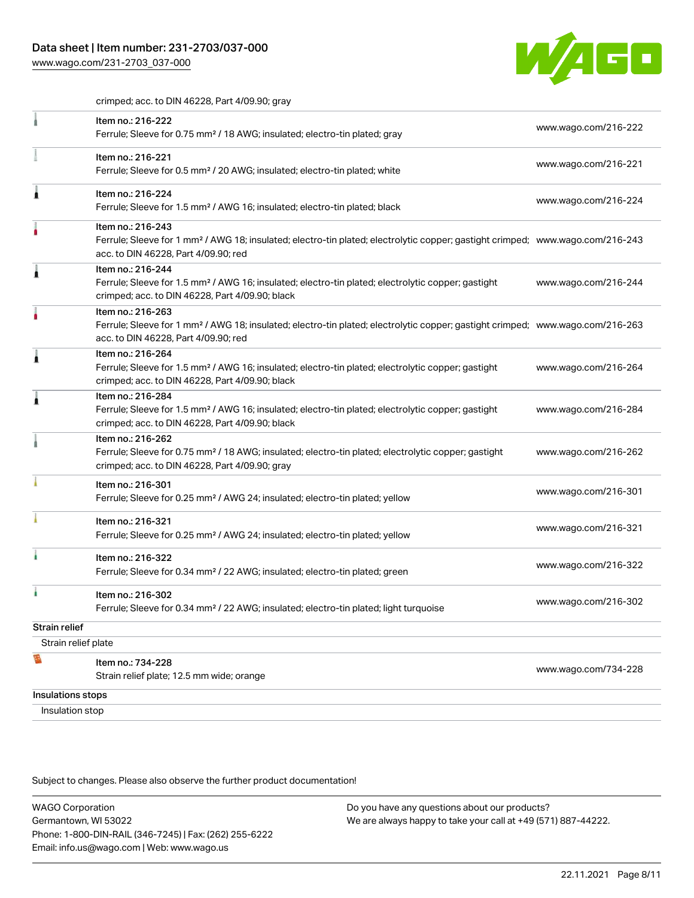crimped; acc. to DIN 46228, Part 4/09.90; gray

| Item | Link |
| --- | --- |
| Item no.: 216-222<br>Ferrule; Sleeve for 0.75 mm² / 18 AWG; insulated; electro-tin plated; gray | www.wago.com/216-222 |
| Item no.: 216-221<br>Ferrule; Sleeve for 0.5 mm² / 20 AWG; insulated; electro-tin plated; white | www.wago.com/216-221 |
| Item no.: 216-224<br>Ferrule; Sleeve for 1.5 mm² / AWG 16; insulated; electro-tin plated; black | www.wago.com/216-224 |
| Item no.: 216-243<br>Ferrule; Sleeve for 1 mm² / AWG 18; insulated; electro-tin plated; electrolytic copper; gastight crimped; acc. to DIN 46228, Part 4/09.90; red | www.wago.com/216-243 |
| Item no.: 216-244<br>Ferrule; Sleeve for 1.5 mm² / AWG 16; insulated; electro-tin plated; electrolytic copper; gastight crimped; acc. to DIN 46228, Part 4/09.90; black | www.wago.com/216-244 |
| Item no.: 216-263<br>Ferrule; Sleeve for 1 mm² / AWG 18; insulated; electro-tin plated; electrolytic copper; gastight crimped; acc. to DIN 46228, Part 4/09.90; red | www.wago.com/216-263 |
| Item no.: 216-264<br>Ferrule; Sleeve for 1.5 mm² / AWG 16; insulated; electro-tin plated; electrolytic copper; gastight crimped; acc. to DIN 46228, Part 4/09.90; black | www.wago.com/216-264 |
| Item no.: 216-284<br>Ferrule; Sleeve for 1.5 mm² / AWG 16; insulated; electro-tin plated; electrolytic copper; gastight crimped; acc. to DIN 46228, Part 4/09.90; black | www.wago.com/216-284 |
| Item no.: 216-262<br>Ferrule; Sleeve for 0.75 mm² / 18 AWG; insulated; electro-tin plated; electrolytic copper; gastight crimped; acc. to DIN 46228, Part 4/09.90; gray | www.wago.com/216-262 |
| Item no.: 216-301<br>Ferrule; Sleeve for 0.25 mm² / AWG 24; insulated; electro-tin plated; yellow | www.wago.com/216-301 |
| Item no.: 216-321<br>Ferrule; Sleeve for 0.25 mm² / AWG 24; insulated; electro-tin plated; yellow | www.wago.com/216-321 |
| Item no.: 216-322<br>Ferrule; Sleeve for 0.34 mm² / 22 AWG; insulated; electro-tin plated; green | www.wago.com/216-322 |
| Item no.: 216-302<br>Ferrule; Sleeve for 0.34 mm² / 22 AWG; insulated; electro-tin plated; light turquoise | www.wago.com/216-302 |

**Strain relief**

Strain relief plate

| Item | Link |
| --- | --- |
| Item no.: 734-228<br>Strain relief plate; 12.5 mm wide; orange | www.wago.com/734-228 |

**Insulations stops**

Insulation stop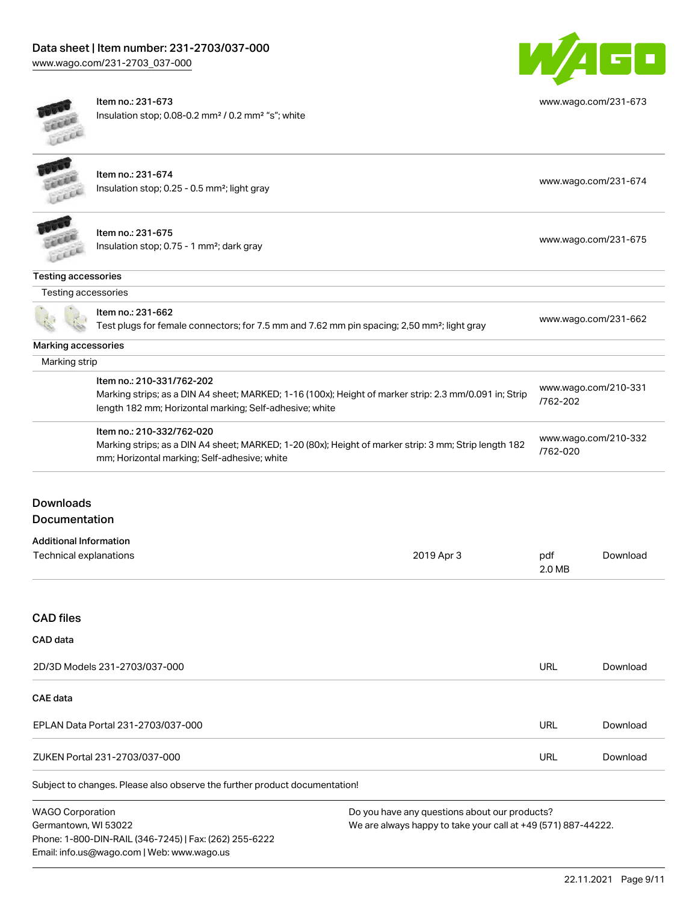| | | |
|---|---|---|
| | Item no.: 231-673<br>Insulation stop; 0.08-0.2 mm² / 0.2 mm² "s"; white | www.wago.com/231-673 |
| | Item no.: 231-674<br>Insulation stop; 0.25 - 0.5 mm²; light gray | www.wago.com/231-674 |
| | Item no.: 231-675<br>Insulation stop; 0.75 - 1 mm²; dark gray | www.wago.com/231-675 |

**Testing accessories**

Testing accessories

| | | |
|---|---|---|
| | Item no.: 231-662<br>Test plugs for female connectors; for 7.5 mm and 7.62 mm pin spacing; 2,50 mm²; light gray | www.wago.com/231-662 |

**Marking accessories**

Marking strip

| | | |
|---|---|---|
| | Item no.: 210-331/762-202<br>Marking strips; as a DIN A4 sheet; MARKED; 1-16 (100x); Height of marker strip: 2.3 mm/0.091 in; Strip length 182 mm; Horizontal marking; Self-adhesive; white | www.wago.com/210-331/762-202 |
| | Item no.: 210-332/762-020<br>Marking strips; as a DIN A4 sheet; MARKED; 1-20 (80x); Height of marker strip: 3 mm; Strip length 182 mm; Horizontal marking; Self-adhesive; white | www.wago.com/210-332/762-020 |

## Downloads

## Documentation

**Additional Information**

| | | | |
|---|---|---|---|
| Technical explanations | 2019 Apr 3 | pdf<br>2.0 MB | Download |

## CAD files

**CAD data**

| | | |
|---|---|---|
| 2D/3D Models 231-2703/037-000 | URL | Download |

**CAE data**

| | | |
|---|---|---|
| EPLAN Data Portal 231-2703/037-000 | URL | Download |
| ZUKEN Portal 231-2703/037-000 | URL | Download |

Subject to changes. Please also observe the further product documentation!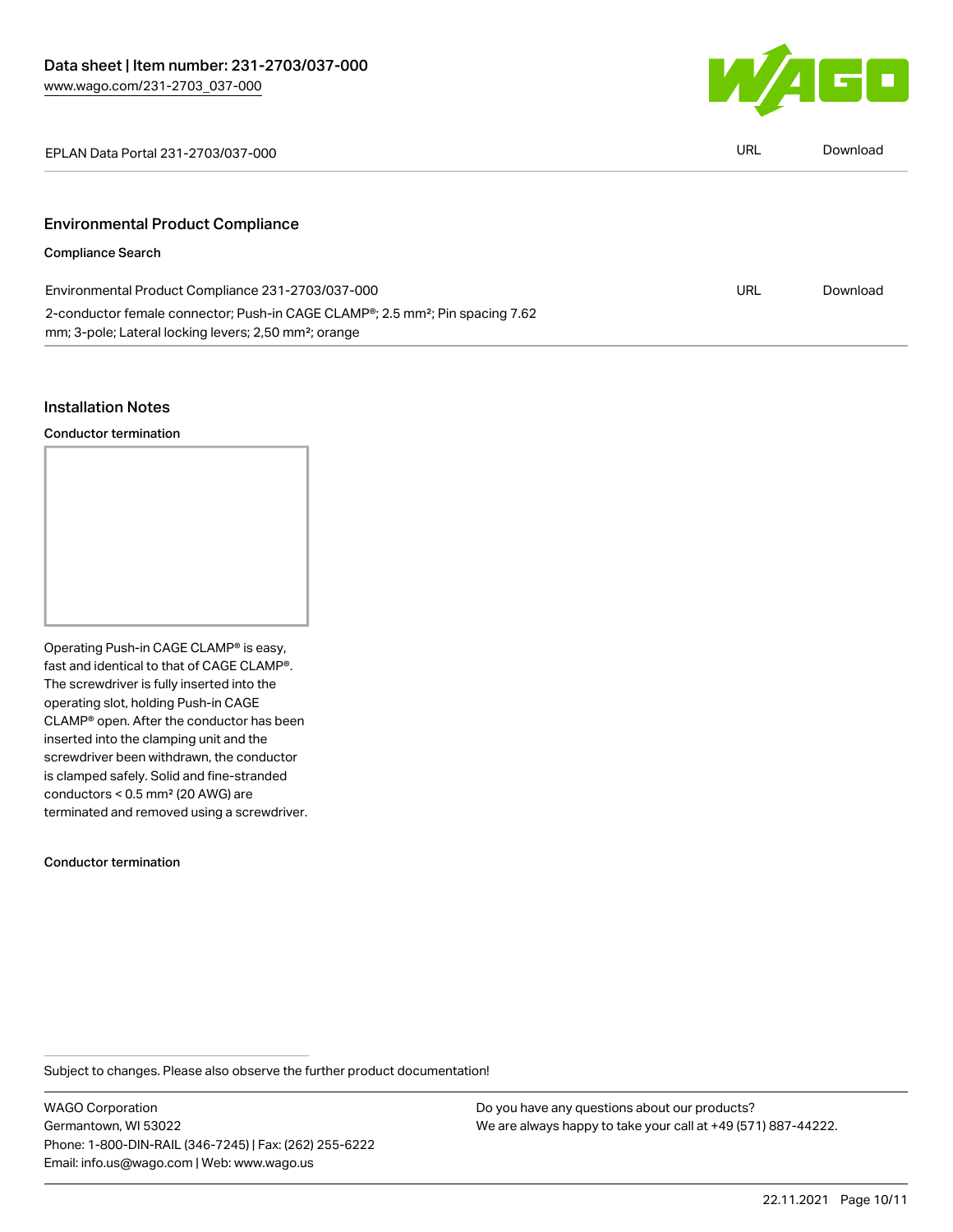| EPLAN Data Portal 231-2703/037-000 | URL | Download |
| --- | --- | --- |

## Environmental Product Compliance

### Compliance Search

| Environmental Product Compliance 231-2703/037-000 | URL | Download |
| --- | --- | --- |
| 2-conductor female connector; Push-in CAGE CLAMP®; 2.5 mm²; Pin spacing 7.62 mm; 3-pole; Lateral locking levers; 2,50 mm²; orange | | |

## Installation Notes

### Conductor termination

Operating Push-in CAGE CLAMP® is easy, fast and identical to that of CAGE CLAMP®. The screwdriver is fully inserted into the operating slot, holding Push-in CAGE CLAMP® open. After the conductor has been inserted into the clamping unit and the screwdriver been withdrawn, the conductor is clamped safely. Solid and fine-stranded conductors < 0.5 mm² (20 AWG) are terminated and removed using a screwdriver.

### Conductor termination

Subject to changes. Please also observe the further product documentation!

WAGO Corporation
Germantown, WI 53022
Phone: 1-800-DIN-RAIL (346-7245) | Fax: (262) 255-6222
Email: info.us@wago.com | Web: www.wago.us

Do you have any questions about our products?
We are always happy to take your call at +49 (571) 887-44222.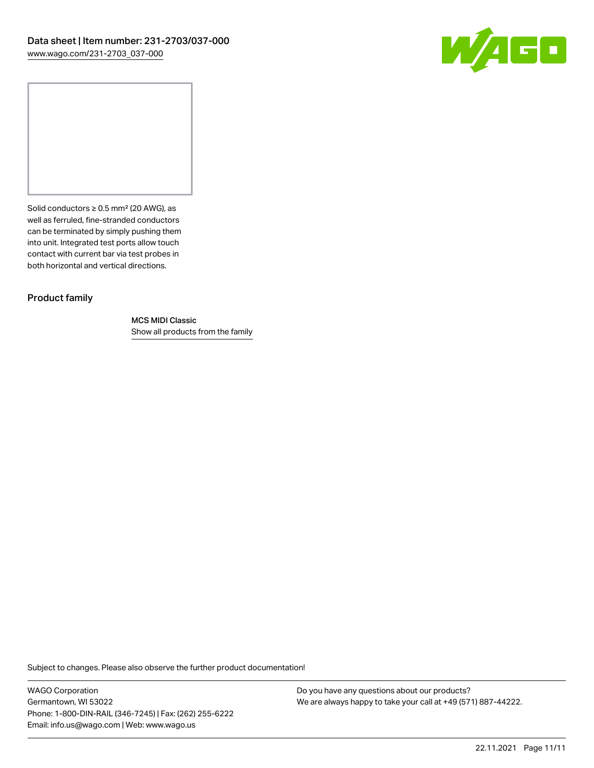Solid conductors ≥ 0.5 mm² (20 AWG), as well as ferruled, fine-stranded conductors can be terminated by simply pushing them into unit. Integrated test ports allow touch contact with current bar via test probes in both horizontal and vertical directions.

## Product family

MCS MIDI Classic
Show all products from the family